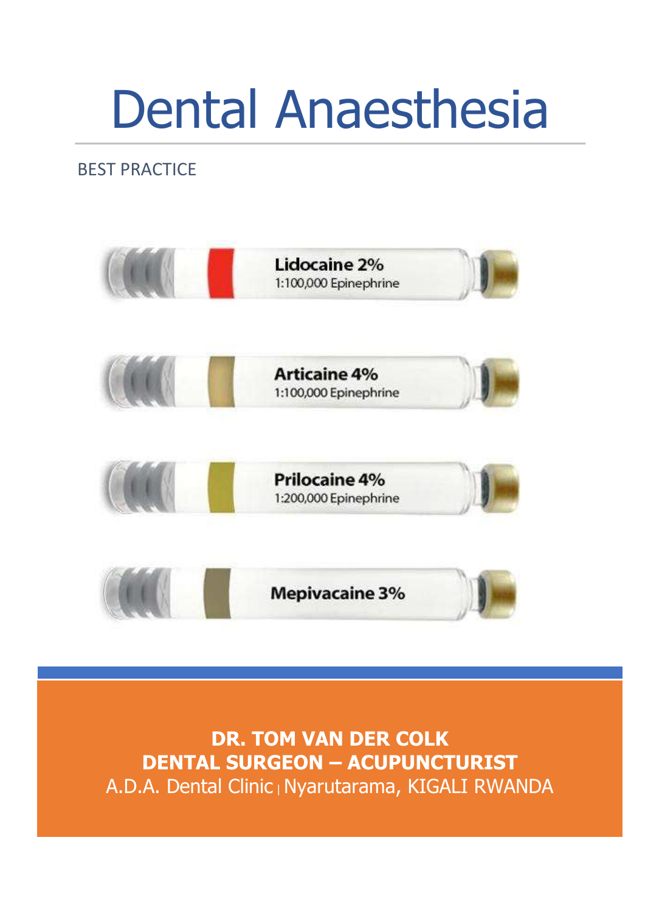# Dental Anaesthesia

BEST PRACTICE

**Lidocaine 2%**
1:100,000 Epinephrine

**Articaine 4%**
1:100,000 Epinephrine

**Prilocaine 4%**
1:200,000 Epinephrine

**Mepivacaine 3%**

**DR. TOM VAN DER COLK**
**DENTAL SURGEON – ACUPUNCTURIST**
A.D.A. Dental Clinic | Nyarutarama, KIGALI RWANDA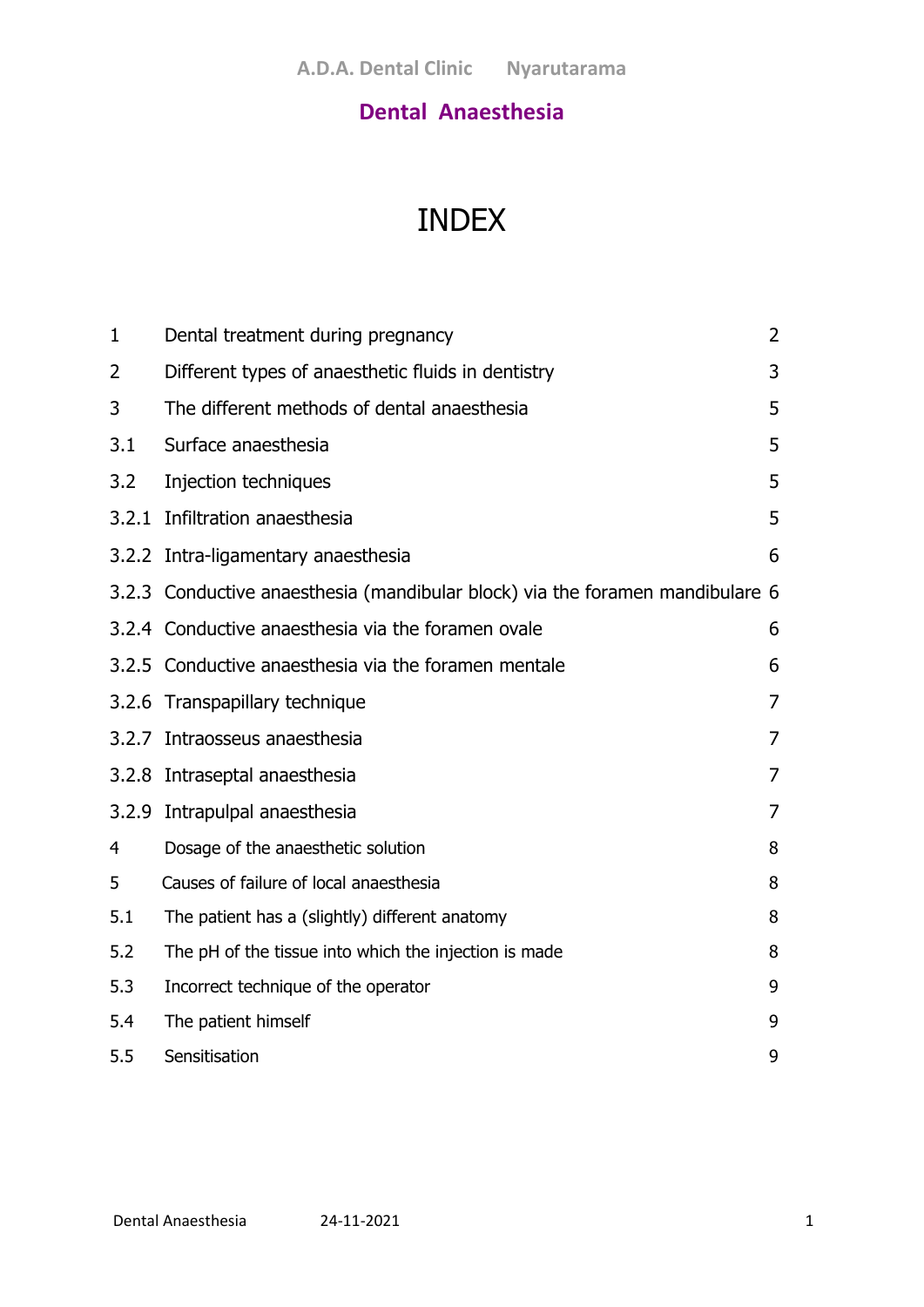A.D.A. Dental Clinic Nyarutarama

## Dental Anaesthesia

# INDEX

| | | |
|---|---|---|
| 1 | Dental treatment during pregnancy | 2 |
| 2 | Different types of anaesthetic fluids in dentistry | 3 |
| 3 | The different methods of dental anaesthesia | 5 |
| 3.1 | Surface anaesthesia | 5 |
| 3.2 | Injection techniques | 5 |
| 3.2.1 | Infiltration anaesthesia | 5 |
| 3.2.2 | Intra-ligamentary anaesthesia | 6 |
| 3.2.3 | Conductive anaesthesia (mandibular block) via the foramen mandibulare | 6 |
| 3.2.4 | Conductive anaesthesia via the foramen ovale | 6 |
| 3.2.5 | Conductive anaesthesia via the foramen mentale | 6 |
| 3.2.6 | Transpapillary technique | 7 |
| 3.2.7 | Intraosseus anaesthesia | 7 |
| 3.2.8 | Intraseptal anaesthesia | 7 |
| 3.2.9 | Intrapulpal anaesthesia | 7 |
| 4 | Dosage of the anaesthetic solution | 8 |
| 5 | Causes of failure of local anaesthesia | 8 |
| 5.1 | The patient has a (slightly) different anatomy | 8 |
| 5.2 | The pH of the tissue into which the injection is made | 8 |
| 5.3 | Incorrect technique of the operator | 9 |
| 5.4 | The patient himself | 9 |
| 5.5 | Sensitisation | 9 |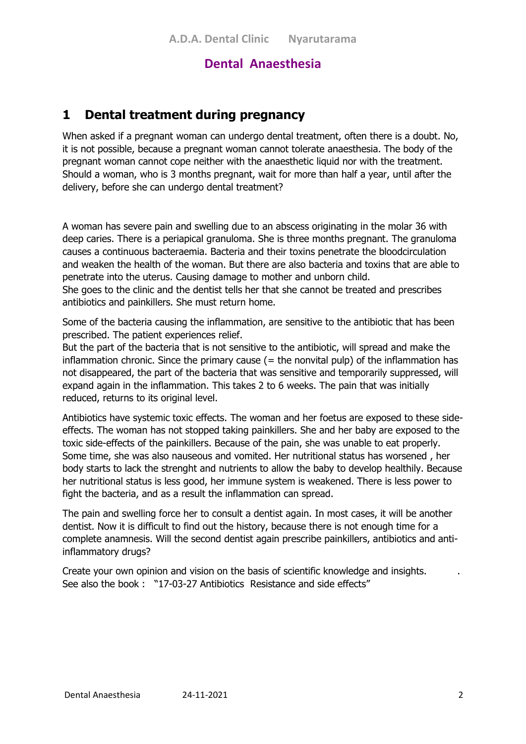# Dental Anaesthesia

## 1 Dental treatment during pregnancy

When asked if a pregnant woman can undergo dental treatment, often there is a doubt. No, it is not possible, because a pregnant woman cannot tolerate anaesthesia. The body of the pregnant woman cannot cope neither with the anaesthetic liquid nor with the treatment. Should a woman, who is 3 months pregnant, wait for more than half a year, until after the delivery, before she can undergo dental treatment?

A woman has severe pain and swelling due to an abscess originating in the molar 36 with deep caries. There is a periapical granuloma. She is three months pregnant. The granuloma causes a continuous bacteraemia. Bacteria and their toxins penetrate the bloodcirculation and weaken the health of the woman. But there are also bacteria and toxins that are able to penetrate into the uterus. Causing damage to mother and unborn child.
She goes to the clinic and the dentist tells her that she cannot be treated and prescribes antibiotics and painkillers. She must return home.

Some of the bacteria causing the inflammation, are sensitive to the antibiotic that has been prescribed. The patient experiences relief.
But the part of the bacteria that is not sensitive to the antibiotic, will spread and make the inflammation chronic. Since the primary cause (= the nonvital pulp) of the inflammation has not disappeared, the part of the bacteria that was sensitive and temporarily suppressed, will expand again in the inflammation. This takes 2 to 6 weeks. The pain that was initially reduced, returns to its original level.

Antibiotics have systemic toxic effects. The woman and her foetus are exposed to these side-effects. The woman has not stopped taking painkillers. She and her baby are exposed to the toxic side-effects of the painkillers. Because of the pain, she was unable to eat properly. Some time, she was also nauseous and vomited. Her nutritional status has worsened , her body starts to lack the strenght and nutrients to allow the baby to develop healthily. Because her nutritional status is less good, her immune system is weakened. There is less power to fight the bacteria, and as a result the inflammation can spread.

The pain and swelling force her to consult a dentist again. In most cases, it will be another dentist. Now it is difficult to find out the history, because there is not enough time for a complete anamnesis. Will the second dentist again prescribe painkillers, antibiotics and anti-inflammatory drugs?

Create your own opinion and vision on the basis of scientific knowledge and insights. .
See also the book : "17-03-27 Antibiotics Resistance and side effects"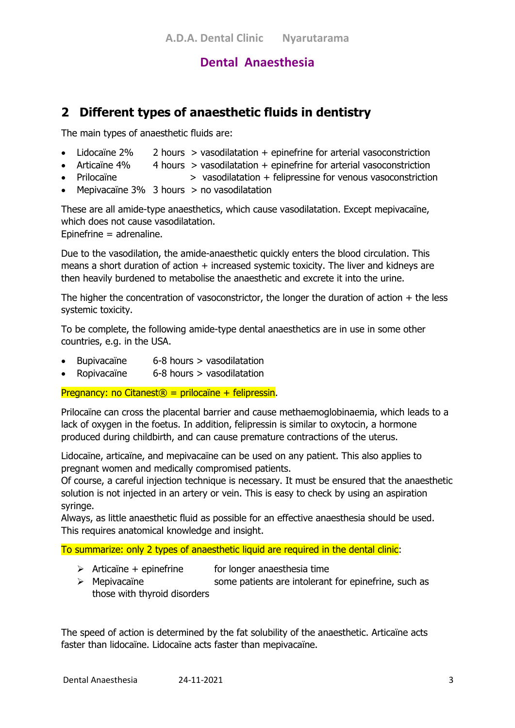## 2 Different types of anaesthetic fluids in dentistry

The main types of anaesthetic fluids are:

- Lidocaïne 2% 2 hours > vasodilatation + epinefrine for arterial vasoconstriction
- Articaïne 4% 4 hours > vasodilatation + epinefrine for arterial vasoconstriction
- Prilocaïne > vasodilatation + felipressine for venous vasoconstriction
- Mepivacaïne 3% 3 hours > no vasodilatation

These are all amide-type anaesthetics, which cause vasodilatation. Except mepivacaïne, which does not cause vasodilatation.
Epinefrine = adrenaline.

Due to the vasodilation, the amide-anaesthetic quickly enters the blood circulation. This means a short duration of action + increased systemic toxicity. The liver and kidneys are then heavily burdened to metabolise the anaesthetic and excrete it into the urine.

The higher the concentration of vasoconstrictor, the longer the duration of action + the less systemic toxicity.

To be complete, the following amide-type dental anaesthetics are in use in some other countries, e.g. in the USA.

- Bupivacaïne 6-8 hours > vasodilatation
- Ropivacaïne 6-8 hours > vasodilatation

Pregnancy: no Citanest® = prilocaïne + felipressin.

Prilocaïne can cross the placental barrier and cause methaemoglobinaemia, which leads to a lack of oxygen in the foetus. In addition, felipressin is similar to oxytocin, a hormone produced during childbirth, and can cause premature contractions of the uterus.

Lidocaïne, articaïne, and mepivacaïne can be used on any patient. This also applies to pregnant women and medically compromised patients.
Of course, a careful injection technique is necessary. It must be ensured that the anaesthetic solution is not injected in an artery or vein. This is easy to check by using an aspiration syringe.
Always, as little anaesthetic fluid as possible for an effective anaesthesia should be used. This requires anatomical knowledge and insight.

To summarize: only 2 types of anaesthetic liquid are required in the dental clinic:

- Articaïne + epinefrine for longer anaesthesia time
- Mepivacaïne some patients are intolerant for epinefrine, such as those with thyroid disorders

The speed of action is determined by the fat solubility of the anaesthetic. Articaïne acts faster than lidocaïne. Lidocaïne acts faster than mepivacaïne.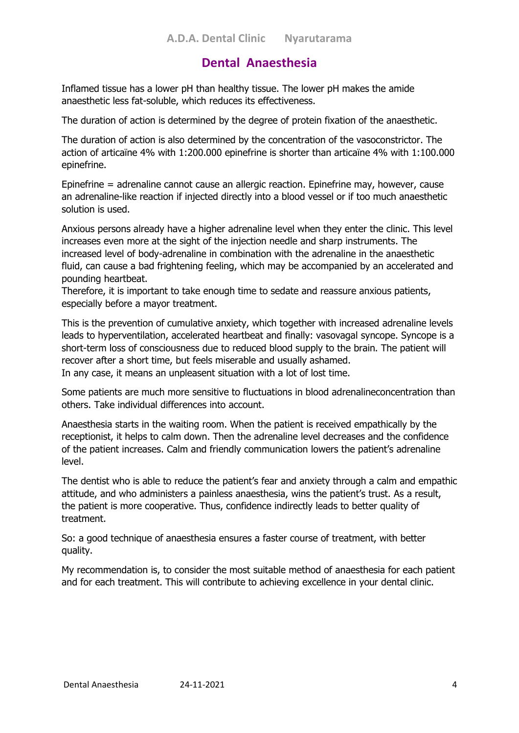# Dental Anaesthesia

Inflamed tissue has a lower pH than healthy tissue. The lower pH makes the amide anaesthetic less fat-soluble, which reduces its effectiveness.

The duration of action is determined by the degree of protein fixation of the anaesthetic.

The duration of action is also determined by the concentration of the vasoconstrictor. The action of articaïne 4% with 1:200.000 epinefrine is shorter than articaïne 4% with 1:100.000 epinefrine.

Epinefrine = adrenaline cannot cause an allergic reaction. Epinefrine may, however, cause an adrenaline-like reaction if injected directly into a blood vessel or if too much anaesthetic solution is used.

Anxious persons already have a higher adrenaline level when they enter the clinic. This level increases even more at the sight of the injection needle and sharp instruments. The increased level of body-adrenaline in combination with the adrenaline in the anaesthetic fluid, can cause a bad frightening feeling, which may be accompanied by an accelerated and pounding heartbeat.
Therefore, it is important to take enough time to sedate and reassure anxious patients, especially before a mayor treatment.

This is the prevention of cumulative anxiety, which together with increased adrenaline levels leads to hyperventilation, accelerated heartbeat and finally: vasovagal syncope. Syncope is a short-term loss of consciousness due to reduced blood supply to the brain. The patient will recover after a short time, but feels miserable and usually ashamed.
In any case, it means an unpleasant situation with a lot of lost time.

Some patients are much more sensitive to fluctuations in blood adrenalineconcentration than others. Take individual differences into account.

Anaesthesia starts in the waiting room. When the patient is received empathically by the receptionist, it helps to calm down. Then the adrenaline level decreases and the confidence of the patient increases. Calm and friendly communication lowers the patient's adrenaline level.

The dentist who is able to reduce the patient's fear and anxiety through a calm and empathic attitude, and who administers a painless anaesthesia, wins the patient's trust. As a result, the patient is more cooperative. Thus, confidence indirectly leads to better quality of treatment.

So: a good technique of anaesthesia ensures a faster course of treatment, with better quality.

My recommendation is, to consider the most suitable method of anaesthesia for each patient and for each treatment. This will contribute to achieving excellence in your dental clinic.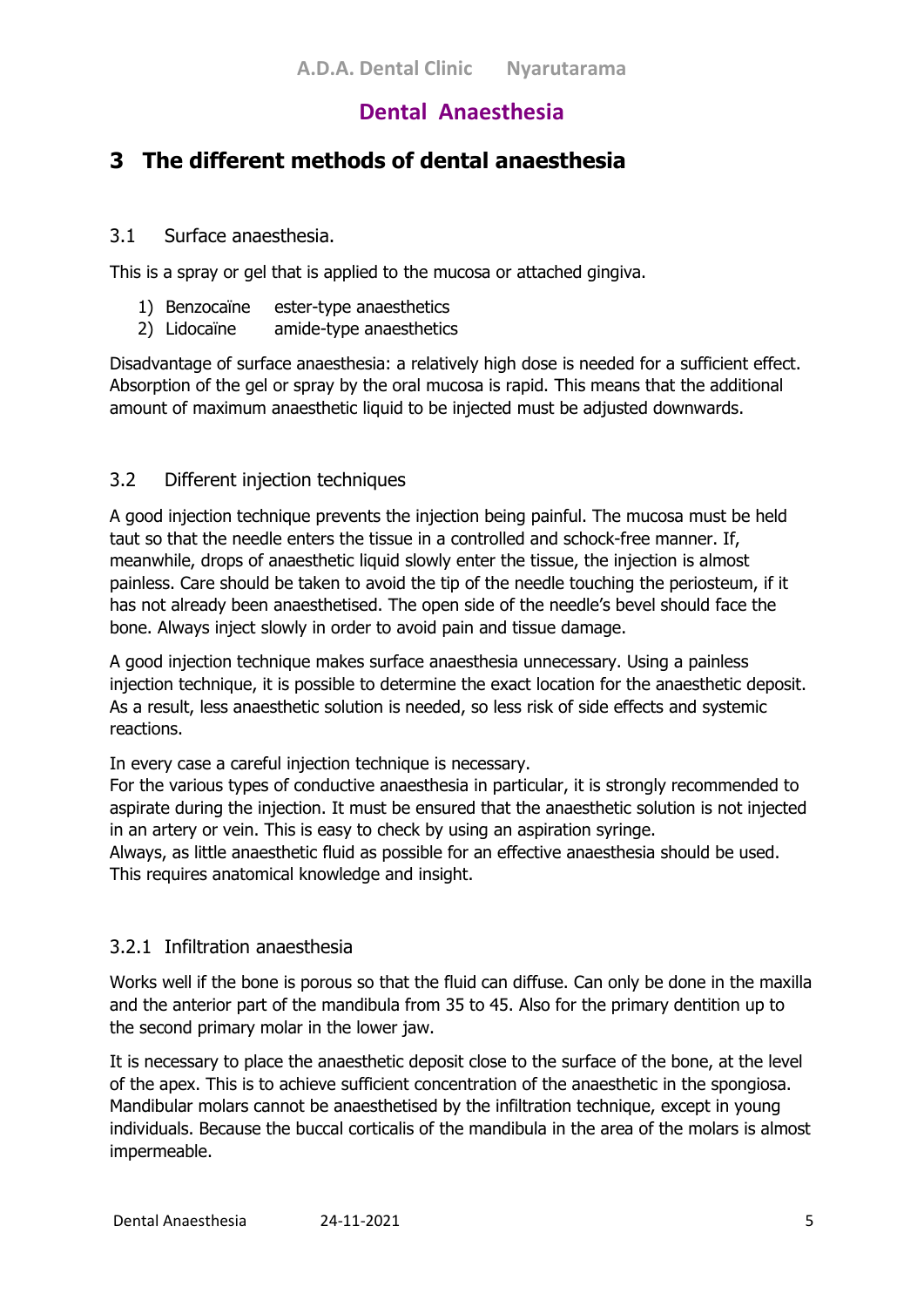## Dental Anaesthesia

# 3 The different methods of dental anaesthesia

### 3.1 Surface anaesthesia.

This is a spray or gel that is applied to the mucosa or attached gingiva.

1) Benzocaïne ester-type anaesthetics
2) Lidocaïne amide-type anaesthetics

Disadvantage of surface anaesthesia: a relatively high dose is needed for a sufficient effect. Absorption of the gel or spray by the oral mucosa is rapid. This means that the additional amount of maximum anaesthetic liquid to be injected must be adjusted downwards.

### 3.2 Different injection techniques

A good injection technique prevents the injection being painful. The mucosa must be held taut so that the needle enters the tissue in a controlled and schock-free manner. If, meanwhile, drops of anaesthetic liquid slowly enter the tissue, the injection is almost painless. Care should be taken to avoid the tip of the needle touching the periosteum, if it has not already been anaesthetised. The open side of the needle's bevel should face the bone. Always inject slowly in order to avoid pain and tissue damage.

A good injection technique makes surface anaesthesia unnecessary. Using a painless injection technique, it is possible to determine the exact location for the anaesthetic deposit. As a result, less anaesthetic solution is needed, so less risk of side effects and systemic reactions.

In every case a careful injection technique is necessary.
For the various types of conductive anaesthesia in particular, it is strongly recommended to aspirate during the injection. It must be ensured that the anaesthetic solution is not injected in an artery or vein. This is easy to check by using an aspiration syringe.
Always, as little anaesthetic fluid as possible for an effective anaesthesia should be used. This requires anatomical knowledge and insight.

#### 3.2.1 Infiltration anaesthesia

Works well if the bone is porous so that the fluid can diffuse. Can only be done in the maxilla and the anterior part of the mandibula from 35 to 45. Also for the primary dentition up to the second primary molar in the lower jaw.

It is necessary to place the anaesthetic deposit close to the surface of the bone, at the level of the apex. This is to achieve sufficient concentration of the anaesthetic in the spongiosa. Mandibular molars cannot be anaesthetised by the infiltration technique, except in young individuals. Because the buccal corticalis of the mandibula in the area of the molars is almost impermeable.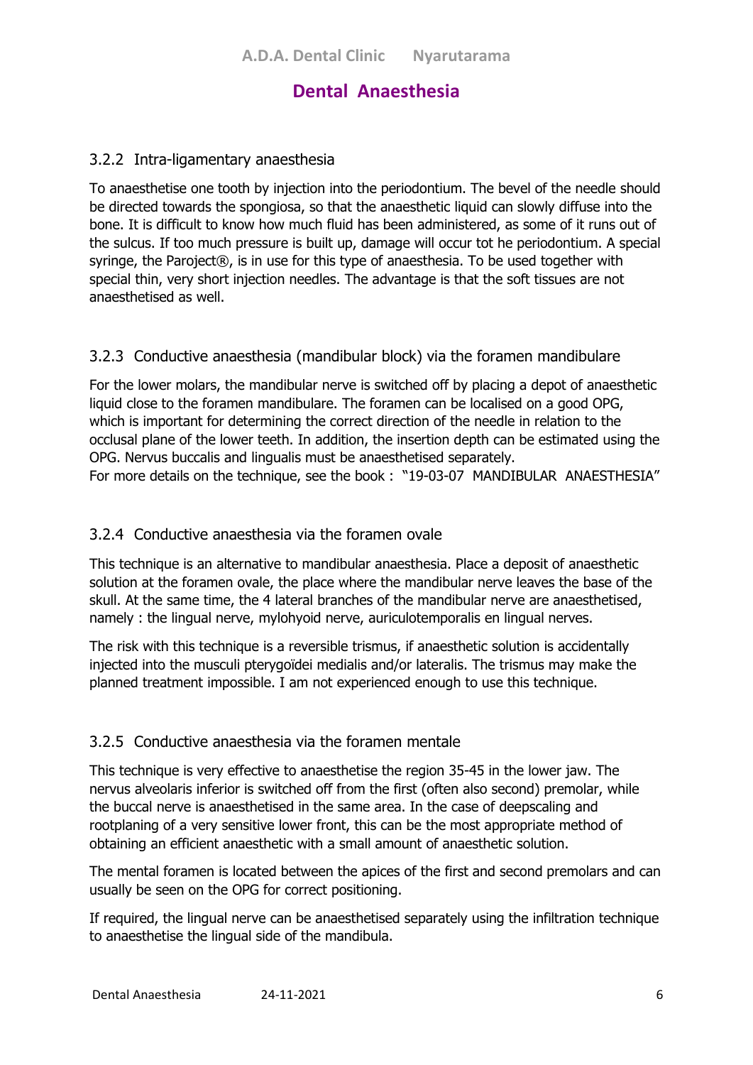### 3.2.2 Intra-ligamentary anaesthesia

To anaesthetise one tooth by injection into the periodontium. The bevel of the needle should be directed towards the spongiosa, so that the anaesthetic liquid can slowly diffuse into the bone. It is difficult to know how much fluid has been administered, as some of it runs out of the sulcus. If too much pressure is built up, damage will occur tot he periodontium. A special syringe, the Paroject®, is in use for this type of anaesthesia. To be used together with special thin, very short injection needles. The advantage is that the soft tissues are not anaesthetised as well.

### 3.2.3 Conductive anaesthesia (mandibular block) via the foramen mandibulare

For the lower molars, the mandibular nerve is switched off by placing a depot of anaesthetic liquid close to the foramen mandibulare. The foramen can be localised on a good OPG, which is important for determining the correct direction of the needle in relation to the occlusal plane of the lower teeth. In addition, the insertion depth can be estimated using the OPG. Nervus buccalis and lingualis must be anaesthetised separately.
For more details on the technique, see the book : "19-03-07 MANDIBULAR ANAESTHESIA"

### 3.2.4 Conductive anaesthesia via the foramen ovale

This technique is an alternative to mandibular anaesthesia. Place a deposit of anaesthetic solution at the foramen ovale, the place where the mandibular nerve leaves the base of the skull. At the same time, the 4 lateral branches of the mandibular nerve are anaesthetised, namely : the lingual nerve, mylohyoid nerve, auriculotemporalis en lingual nerves.

The risk with this technique is a reversible trismus, if anaesthetic solution is accidentally injected into the musculi pterygoïdei medialis and/or lateralis. The trismus may make the planned treatment impossible. I am not experienced enough to use this technique.

### 3.2.5 Conductive anaesthesia via the foramen mentale

This technique is very effective to anaesthetise the region 35-45 in the lower jaw. The nervus alveolaris inferior is switched off from the first (often also second) premolar, while the buccal nerve is anaesthetised in the same area. In the case of deepscaling and rootplaning of a very sensitive lower front, this can be the most appropriate method of obtaining an efficient anaesthetic with a small amount of anaesthetic solution.

The mental foramen is located between the apices of the first and second premolars and can usually be seen on the OPG for correct positioning.

If required, the lingual nerve can be anaesthetised separately using the infiltration technique to anaesthetise the lingual side of the mandibula.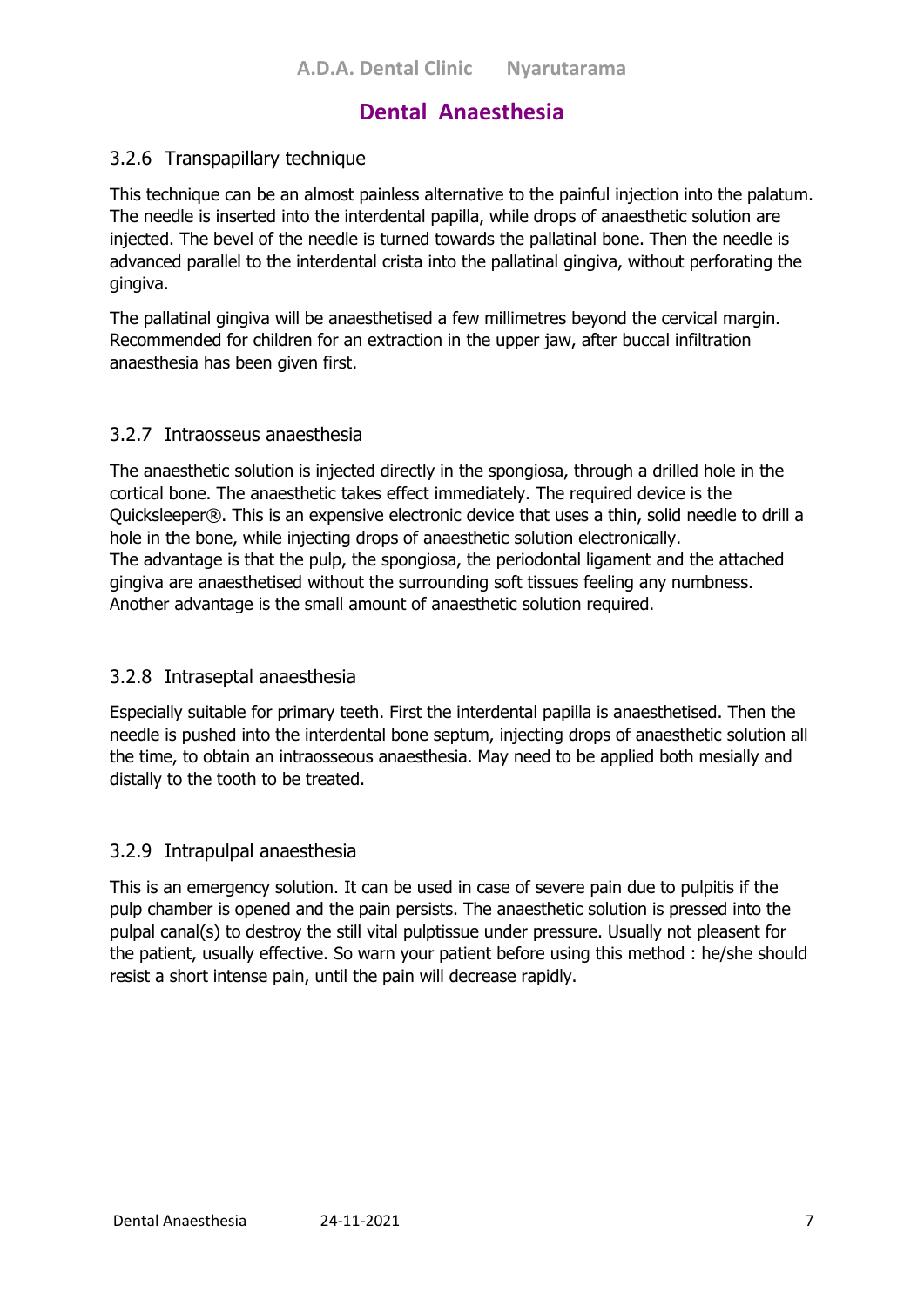# Dental Anaesthesia

### 3.2.6 Transpapillary technique

This technique can be an almost painless alternative to the painful injection into the palatum. The needle is inserted into the interdental papilla, while drops of anaesthetic solution are injected. The bevel of the needle is turned towards the pallatinal bone. Then the needle is advanced parallel to the interdental crista into the pallatinal gingiva, without perforating the gingiva.

The pallatinal gingiva will be anaesthetised a few millimetres beyond the cervical margin. Recommended for children for an extraction in the upper jaw, after buccal infiltration anaesthesia has been given first.

### 3.2.7 Intraosseus anaesthesia

The anaesthetic solution is injected directly in the spongiosa, through a drilled hole in the cortical bone. The anaesthetic takes effect immediately. The required device is the Quicksleeper®. This is an expensive electronic device that uses a thin, solid needle to drill a hole in the bone, while injecting drops of anaesthetic solution electronically.
The advantage is that the pulp, the spongiosa, the periodontal ligament and the attached gingiva are anaesthetised without the surrounding soft tissues feeling any numbness. Another advantage is the small amount of anaesthetic solution required.

### 3.2.8 Intraseptal anaesthesia

Especially suitable for primary teeth. First the interdental papilla is anaesthetised. Then the needle is pushed into the interdental bone septum, injecting drops of anaesthetic solution all the time, to obtain an intraosseous anaesthesia. May need to be applied both mesially and distally to the tooth to be treated.

### 3.2.9 Intrapulpal anaesthesia

This is an emergency solution. It can be used in case of severe pain due to pulpitis if the pulp chamber is opened and the pain persists. The anaesthetic solution is pressed into the pulpal canal(s) to destroy the still vital pulptissue under pressure. Usually not pleasent for the patient, usually effective. So warn your patient before using this method : he/she should resist a short intense pain, until the pain will decrease rapidly.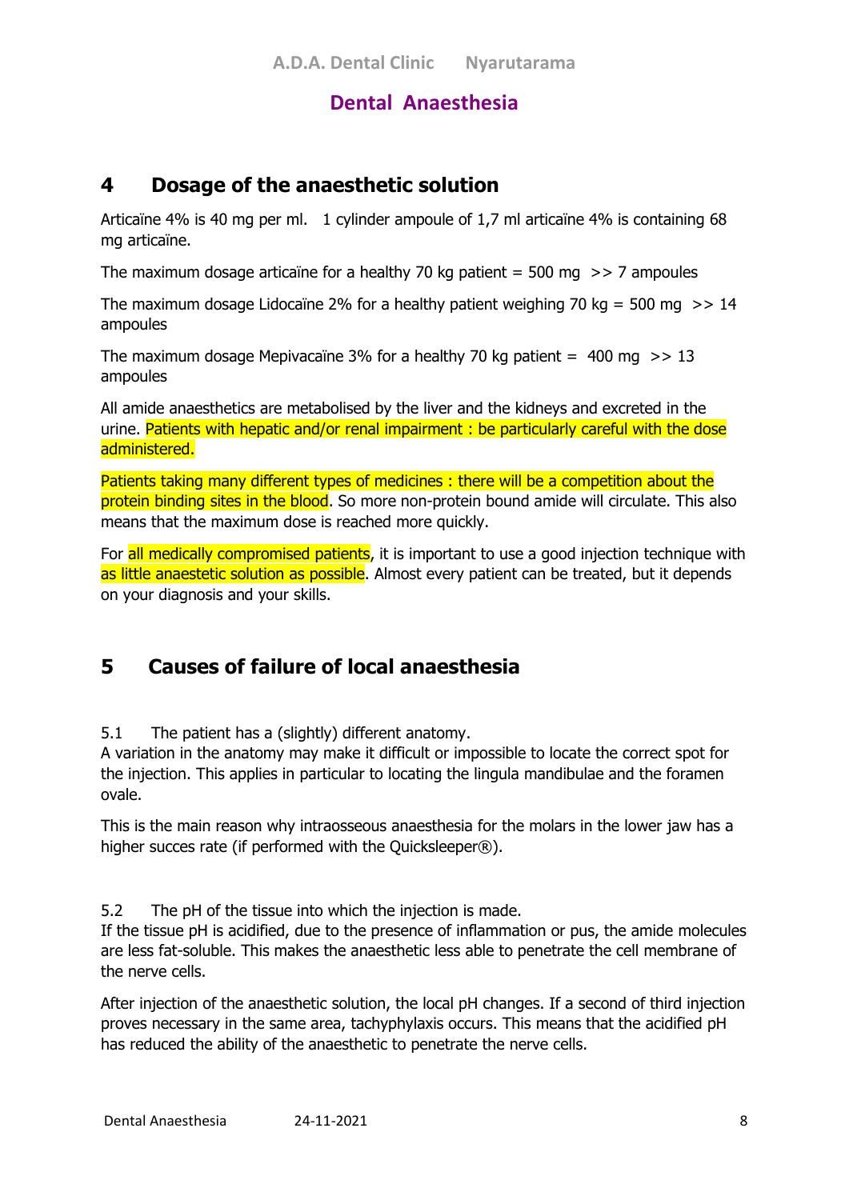## 4 Dosage of the anaesthetic solution

Articaïne 4% is 40 mg per ml.   1 cylinder ampoule of 1,7 ml articaïne 4% is containing 68 mg articaïne.

The maximum dosage articaïne for a healthy 70 kg patient = 500 mg  >> 7 ampoules

The maximum dosage Lidocaïne 2% for a healthy patient weighing 70 kg = 500 mg  >> 14 ampoules

The maximum dosage Mepivacaïne 3% for a healthy 70 kg patient =  400 mg  >> 13 ampoules

All amide anaesthetics are metabolised by the liver and the kidneys and excreted in the urine. Patients with hepatic and/or renal impairment : be particularly careful with the dose administered.

Patients taking many different types of medicines : there will be a competition about the protein binding sites in the blood. So more non-protein bound amide will circulate. This also means that the maximum dose is reached more quickly.

For all medically compromised patients, it is important to use a good injection technique with as little anaestetic solution as possible. Almost every patient can be treated, but it depends on your diagnosis and your skills.

## 5 Causes of failure of local anaesthesia

5.1  The patient has a (slightly) different anatomy.
A variation in the anatomy may make it difficult or impossible to locate the correct spot for the injection. This applies in particular to locating the lingula mandibulae and the foramen ovale.

This is the main reason why intraosseous anaesthesia for the molars in the lower jaw has a higher succes rate (if performed with the Quicksleeper®).

5.2  The pH of the tissue into which the injection is made.
If the tissue pH is acidified, due to the presence of inflammation or pus, the amide molecules are less fat-soluble. This makes the anaesthetic less able to penetrate the cell membrane of the nerve cells.

After injection of the anaesthetic solution, the local pH changes. If a second of third injection proves necessary in the same area, tachyphylaxis occurs. This means that the acidified pH has reduced the ability of the anaesthetic to penetrate the nerve cells.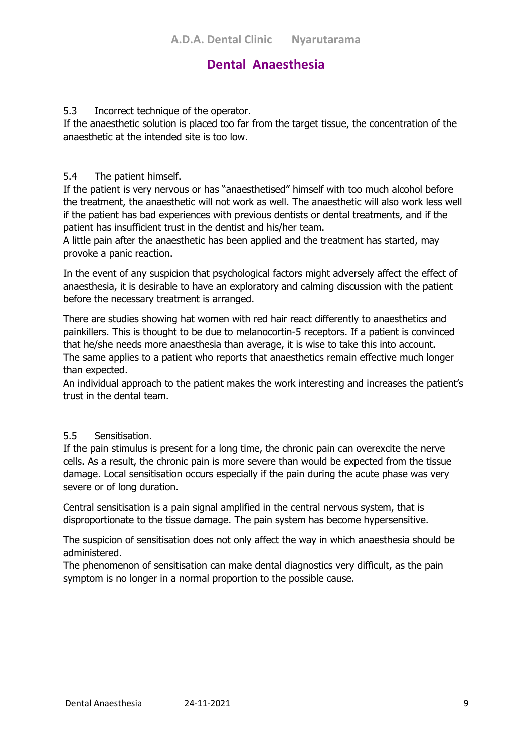5.3 Incorrect technique of the operator.

If the anaesthetic solution is placed too far from the target tissue, the concentration of the anaesthetic at the intended site is too low.

5.4 The patient himself.

If the patient is very nervous or has "anaesthetised" himself with too much alcohol before the treatment, the anaesthetic will not work as well. The anaesthetic will also work less well if the patient has bad experiences with previous dentists or dental treatments, and if the patient has insufficient trust in the dentist and his/her team.
A little pain after the anaesthetic has been applied and the treatment has started, may provoke a panic reaction.

In the event of any suspicion that psychological factors might adversely affect the effect of anaesthesia, it is desirable to have an exploratory and calming discussion with the patient before the necessary treatment is arranged.

There are studies showing hat women with red hair react differently to anaesthetics and painkillers. This is thought to be due to melanocortin-5 receptors. If a patient is convinced that he/she needs more anaesthesia than average, it is wise to take this into account.
The same applies to a patient who reports that anaesthetics remain effective much longer than expected.
An individual approach to the patient makes the work interesting and increases the patient's trust in the dental team.

5.5 Sensitisation.

If the pain stimulus is present for a long time, the chronic pain can overexcite the nerve cells. As a result, the chronic pain is more severe than would be expected from the tissue damage. Local sensitisation occurs especially if the pain during the acute phase was very severe or of long duration.

Central sensitisation is a pain signal amplified in the central nervous system, that is disproportionate to the tissue damage. The pain system has become hypersensitive.

The suspicion of sensitisation does not only affect the way in which anaesthesia should be administered.
The phenomenon of sensitisation can make dental diagnostics very difficult, as the pain symptom is no longer in a normal proportion to the possible cause.